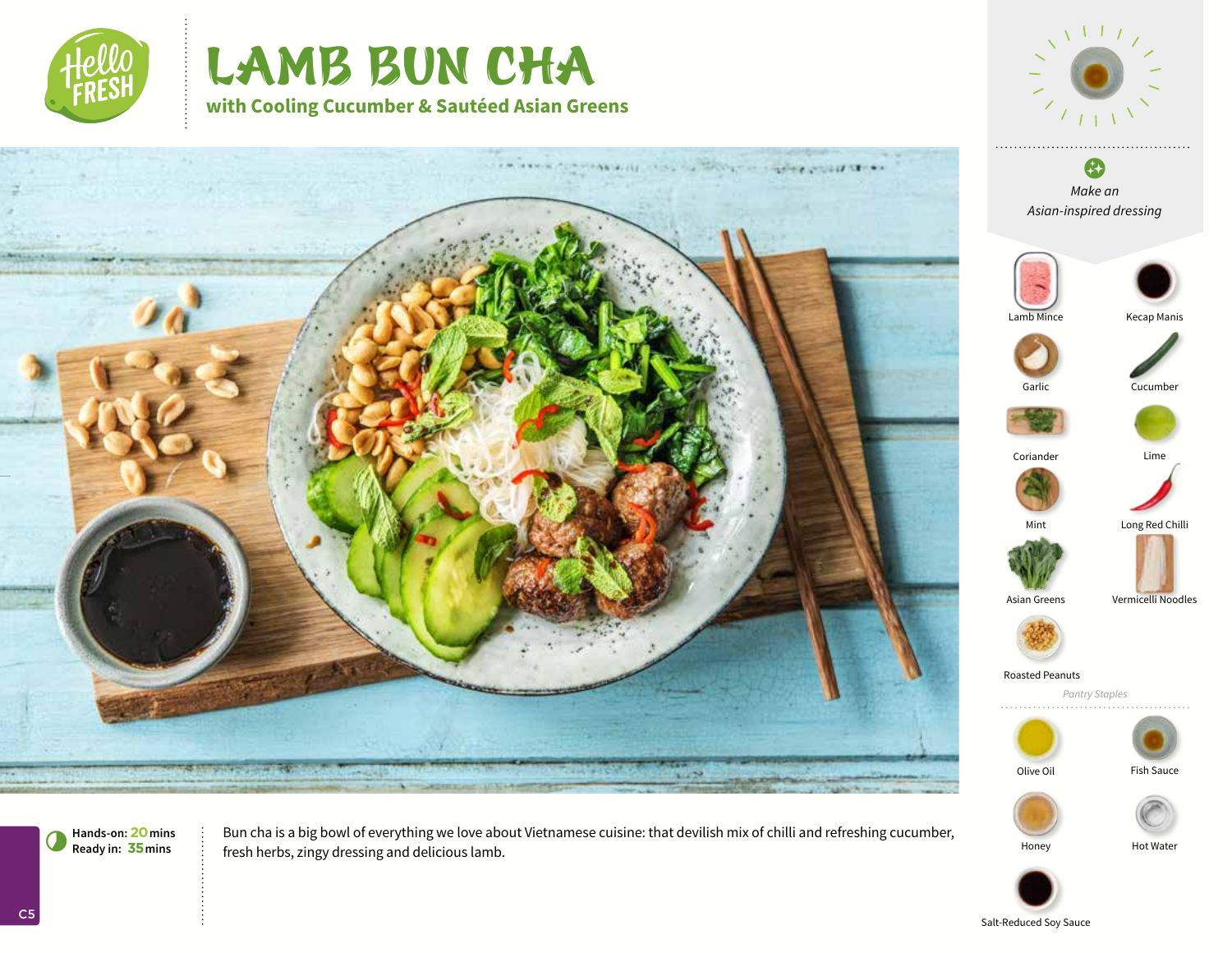# LAMB BUN CHA

## with Cooling Cucumber & Sautéed Asian Greens

*Make an Asian-inspired dressing*

- Lamb Mince
- Kecap Manis
- Garlic
- Cucumber
- Coriander
- Lime
- Mint
- Long Red Chilli
- Asian Greens
- Vermicelli Noodles
- Roasted Peanuts

*Pantry Staples*

- Olive Oil
- Fish Sauce
- Honey
- Hot Water
- Salt-Reduced Soy Sauce

**Hands-on:** 20 mins
**Ready in:** 35 mins

Bun cha is a big bowl of everything we love about Vietnamese cuisine: that devilish mix of chilli and refreshing cucumber, fresh herbs, zingy dressing and delicious lamb.

C5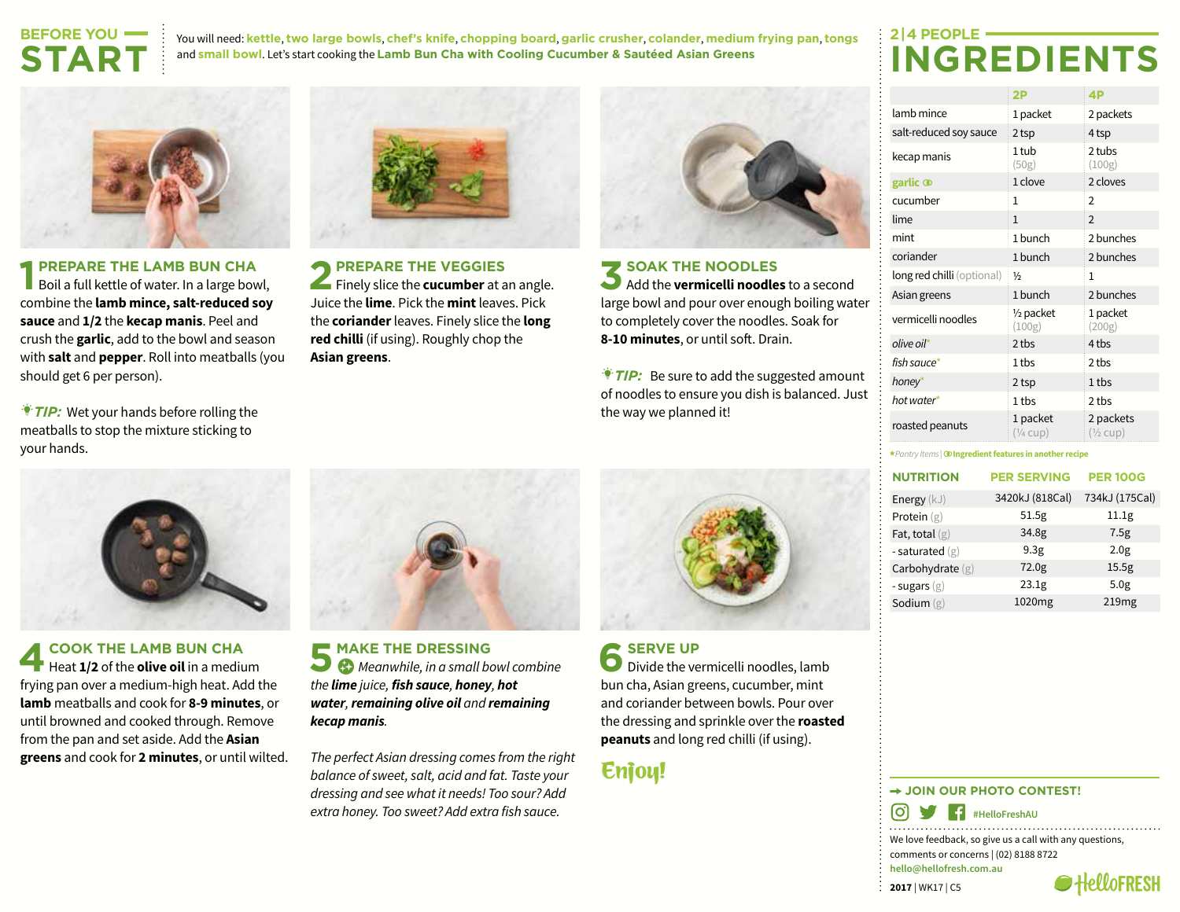# BEFORE YOU START

You will need: **kettle**, **two large bowls**, **chef's knife**, **chopping board**, **garlic crusher**, **colander**, **medium frying pan**, **tongs** and **small bowl**. Let's start cooking the **Lamb Bun Cha with Cooling Cucumber & Sautéed Asian Greens**

## 1 PREPARE THE LAMB BUN CHA

Boil a full kettle of water. In a large bowl, combine the **lamb mince, salt-reduced soy sauce** and **1/2** the **kecap manis**. Peel and crush the **garlic**, add to the bowl and season with **salt** and **pepper**. Roll into meatballs (you should get 6 per person).

***TIP:*** Wet your hands before rolling the meatballs to stop the mixture sticking to your hands.

## 2 PREPARE THE VEGGIES

Finely slice the **cucumber** at an angle. Juice the **lime**. Pick the **mint** leaves. Pick the **coriander** leaves. Finely slice the **long red chilli** (if using). Roughly chop the **Asian greens**.

## 3 SOAK THE NOODLES

Add the **vermicelli noodles** to a second large bowl and pour over enough boiling water to completely cover the noodles. Soak for **8-10 minutes**, or until soft. Drain.

***TIP:*** Be sure to add the suggested amount of noodles to ensure you dish is balanced. Just the way we planned it!

## 4 COOK THE LAMB BUN CHA

Heat **1/2** of the **olive oil** in a medium frying pan over a medium-high heat. Add the **lamb** meatballs and cook for **8-9 minutes**, or until browned and cooked through. Remove from the pan and set aside. Add the **Asian greens** and cook for **2 minutes**, or until wilted.

## 5 MAKE THE DRESSING

*Meanwhile, in a small bowl combine the **lime** juice, **fish sauce**, **honey**, **hot water**, **remaining olive oil** and **remaining kecap manis**.*

*The perfect Asian dressing comes from the right balance of sweet, salt, acid and fat. Taste your dressing and see what it needs! Too sour? Add extra honey. Too sweet? Add extra fish sauce.*

## 6 SERVE UP

Divide the vermicelli noodles, lamb bun cha, Asian greens, cucumber, mint and coriander between bowls. Pour over the dressing and sprinkle over the **roasted peanuts** and long red chilli (if using).

**Enjoy!**

# 2|4 PEOPLE INGREDIENTS

| | 2P | 4P |
|---|---|---|
| lamb mince | 1 packet | 2 packets |
| salt-reduced soy sauce | 2 tsp | 4 tsp |
| kecap manis | 1 tub (50g) | 2 tubs (100g) |
| garlic | 1 clove | 2 cloves |
| cucumber | 1 | 2 |
| lime | 1 | 2 |
| mint | 1 bunch | 2 bunches |
| coriander | 1 bunch | 2 bunches |
| long red chilli (optional) | ½ | 1 |
| Asian greens | 1 bunch | 2 bunches |
| vermicelli noodles | ½ packet (100g) | 1 packet (200g) |
| *olive oil** | 2 tbs | 4 tbs |
| *fish sauce** | 1 tbs | 2 tbs |
| *honey** | 2 tsp | 1 tbs |
| *hot water** | 1 tbs | 2 tbs |
| roasted peanuts | 1 packet (¼ cup) | 2 packets (½ cup) |

*Pantry Items | Ingredient features in another recipe

| NUTRITION | PER SERVING | PER 100G |
|---|---|---|
| Energy (kJ) | 3420kJ (818Cal) | 734kJ (175Cal) |
| Protein (g) | 51.5g | 11.1g |
| Fat, total (g) | 34.8g | 7.5g |
| - saturated (g) | 9.3g | 2.0g |
| Carbohydrate (g) | 72.0g | 15.5g |
| - sugars (g) | 23.1g | 5.0g |
| Sodium (g) | 1020mg | 219mg |

→ JOIN OUR PHOTO CONTEST!

#HelloFreshAU

We love feedback, so give us a call with any questions, comments or concerns | (02) 8188 8722
hello@hellofresh.com.au

**2017** | WK17 | C5

HelloFRESH